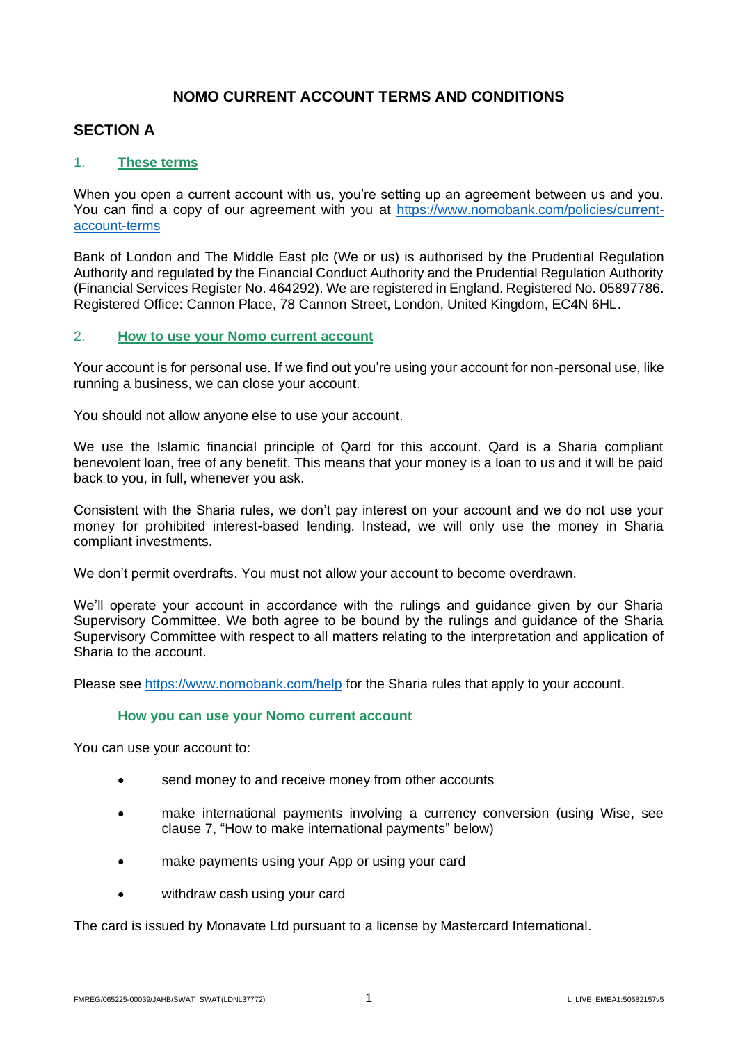# NOMO CURRENT ACCOUNT TERMS AND CONDITIONS

## SECTION A

### 1. These terms

When you open a current account with us, you're setting up an agreement between us and you. You can find a copy of our agreement with you at https://www.nomobank.com/policies/current-account-terms

Bank of London and The Middle East plc (We or us) is authorised by the Prudential Regulation Authority and regulated by the Financial Conduct Authority and the Prudential Regulation Authority (Financial Services Register No. 464292). We are registered in England. Registered No. 05897786. Registered Office: Cannon Place, 78 Cannon Street, London, United Kingdom, EC4N 6HL.

### 2. How to use your Nomo current account

Your account is for personal use. If we find out you're using your account for non-personal use, like running a business, we can close your account.

You should not allow anyone else to use your account.

We use the Islamic financial principle of Qard for this account. Qard is a Sharia compliant benevolent loan, free of any benefit. This means that your money is a loan to us and it will be paid back to you, in full, whenever you ask.

Consistent with the Sharia rules, we don't pay interest on your account and we do not use your money for prohibited interest-based lending. Instead, we will only use the money in Sharia compliant investments.

We don't permit overdrafts. You must not allow your account to become overdrawn.

We'll operate your account in accordance with the rulings and guidance given by our Sharia Supervisory Committee. We both agree to be bound by the rulings and guidance of the Sharia Supervisory Committee with respect to all matters relating to the interpretation and application of Sharia to the account.

Please see https://www.nomobank.com/help for the Sharia rules that apply to your account.

#### How you can use your Nomo current account

You can use your account to:

- send money to and receive money from other accounts
- make international payments involving a currency conversion (using Wise, see clause 7, "How to make international payments" below)
- make payments using your App or using your card
- withdraw cash using your card

The card is issued by Monavate Ltd pursuant to a license by Mastercard International.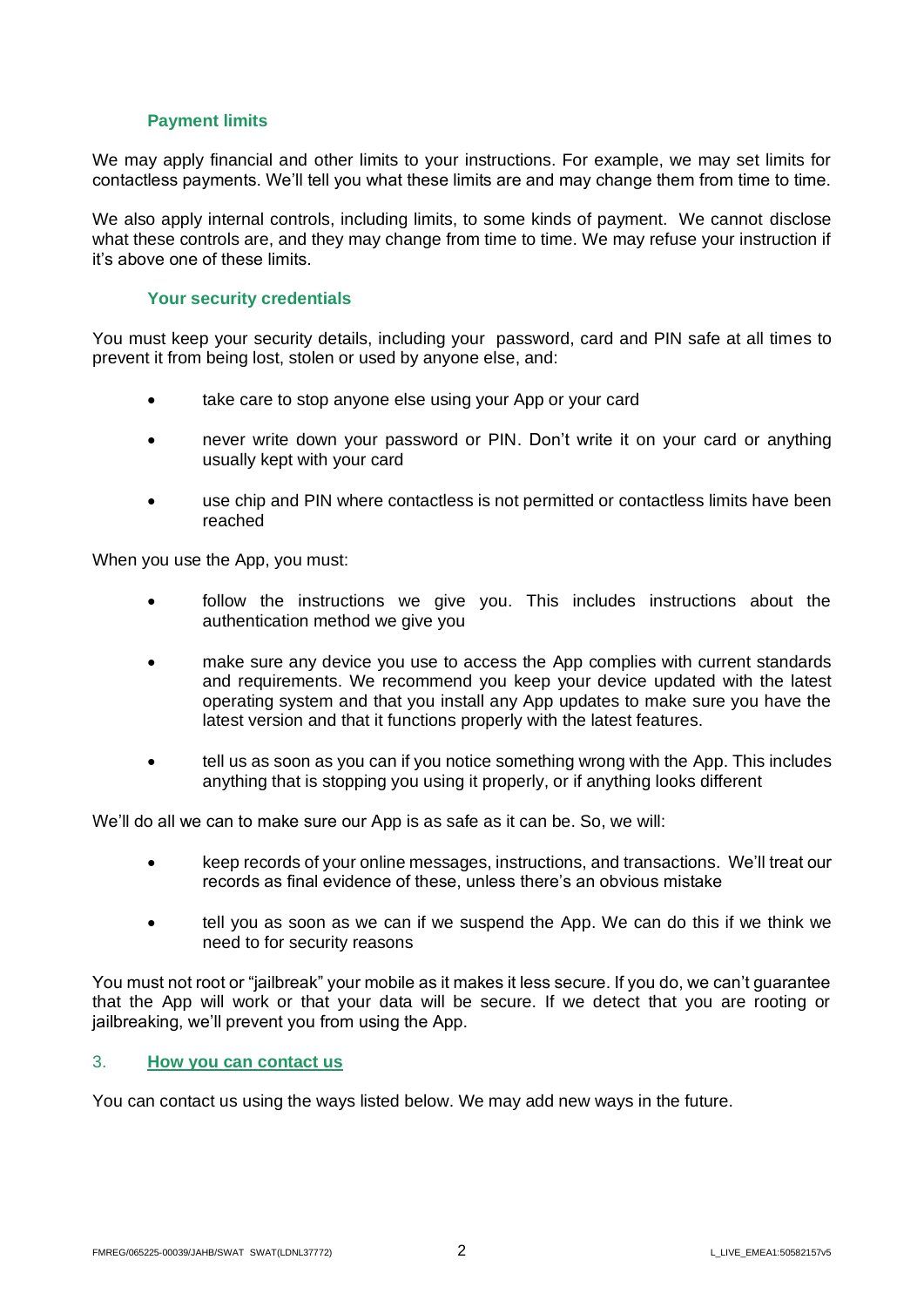### Payment limits

We may apply financial and other limits to your instructions. For example, we may set limits for contactless payments. We'll tell you what these limits are and may change them from time to time.

We also apply internal controls, including limits, to some kinds of payment. We cannot disclose what these controls are, and they may change from time to time. We may refuse your instruction if it's above one of these limits.

### Your security credentials

You must keep your security details, including your password, card and PIN safe at all times to prevent it from being lost, stolen or used by anyone else, and:

- take care to stop anyone else using your App or your card
- never write down your password or PIN. Don't write it on your card or anything usually kept with your card
- use chip and PIN where contactless is not permitted or contactless limits have been reached

When you use the App, you must:

- follow the instructions we give you. This includes instructions about the authentication method we give you
- make sure any device you use to access the App complies with current standards and requirements. We recommend you keep your device updated with the latest operating system and that you install any App updates to make sure you have the latest version and that it functions properly with the latest features.
- tell us as soon as you can if you notice something wrong with the App. This includes anything that is stopping you using it properly, or if anything looks different

We'll do all we can to make sure our App is as safe as it can be. So, we will:

- keep records of your online messages, instructions, and transactions. We'll treat our records as final evidence of these, unless there's an obvious mistake
- tell you as soon as we can if we suspend the App. We can do this if we think we need to for security reasons

You must not root or "jailbreak" your mobile as it makes it less secure. If you do, we can't guarantee that the App will work or that your data will be secure. If we detect that you are rooting or jailbreaking, we'll prevent you from using the App.

## 3. How you can contact us

You can contact us using the ways listed below. We may add new ways in the future.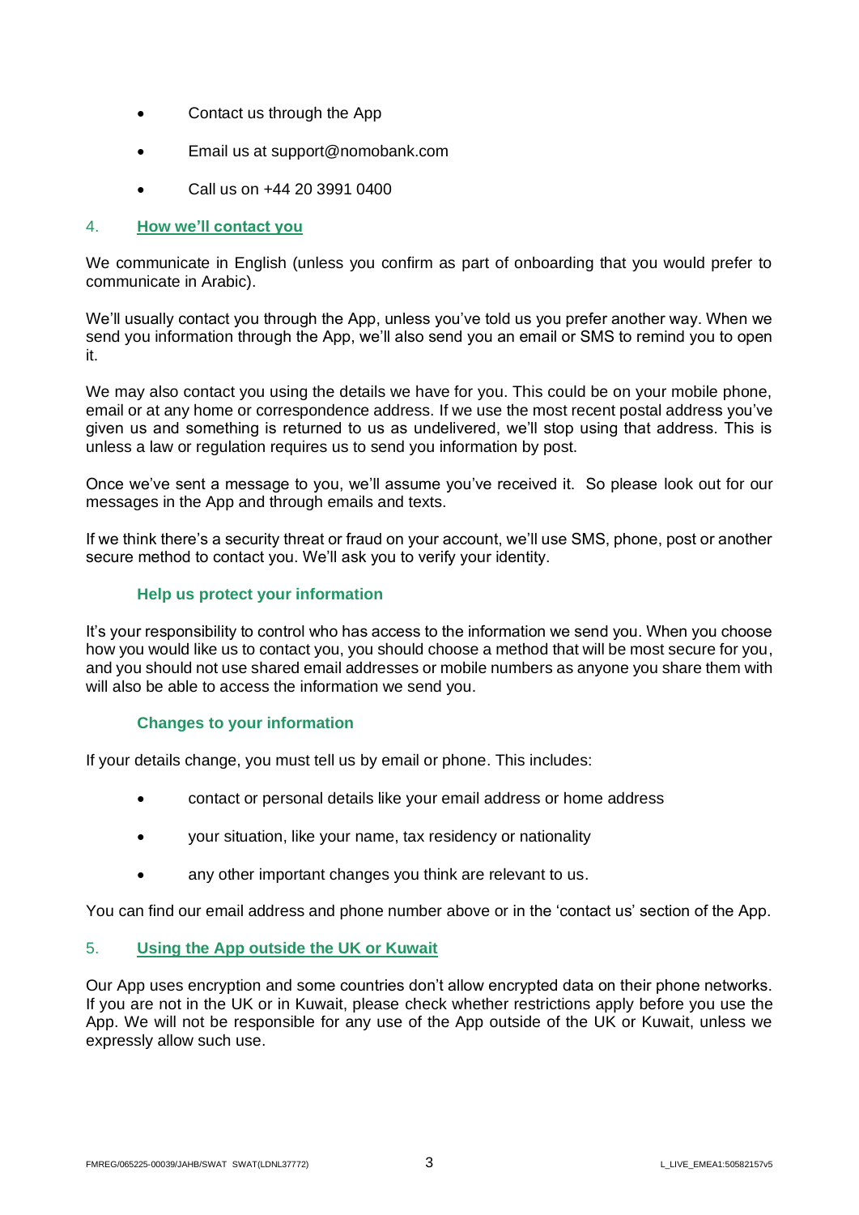- Contact us through the App
- Email us at support@nomobank.com
- Call us on +44 20 3991 0400

## 4. How we'll contact you

We communicate in English (unless you confirm as part of onboarding that you would prefer to communicate in Arabic).

We'll usually contact you through the App, unless you've told us you prefer another way. When we send you information through the App, we'll also send you an email or SMS to remind you to open it.

We may also contact you using the details we have for you. This could be on your mobile phone, email or at any home or correspondence address. If we use the most recent postal address you've given us and something is returned to us as undelivered, we'll stop using that address. This is unless a law or regulation requires us to send you information by post.

Once we've sent a message to you, we'll assume you've received it. So please look out for our messages in the App and through emails and texts.

If we think there's a security threat or fraud on your account, we'll use SMS, phone, post or another secure method to contact you. We'll ask you to verify your identity.

### Help us protect your information

It's your responsibility to control who has access to the information we send you. When you choose how you would like us to contact you, you should choose a method that will be most secure for you, and you should not use shared email addresses or mobile numbers as anyone you share them with will also be able to access the information we send you.

### Changes to your information

If your details change, you must tell us by email or phone. This includes:

- contact or personal details like your email address or home address
- your situation, like your name, tax residency or nationality
- any other important changes you think are relevant to us.

You can find our email address and phone number above or in the 'contact us' section of the App.

## 5. Using the App outside the UK or Kuwait

Our App uses encryption and some countries don't allow encrypted data on their phone networks. If you are not in the UK or in Kuwait, please check whether restrictions apply before you use the App. We will not be responsible for any use of the App outside of the UK or Kuwait, unless we expressly allow such use.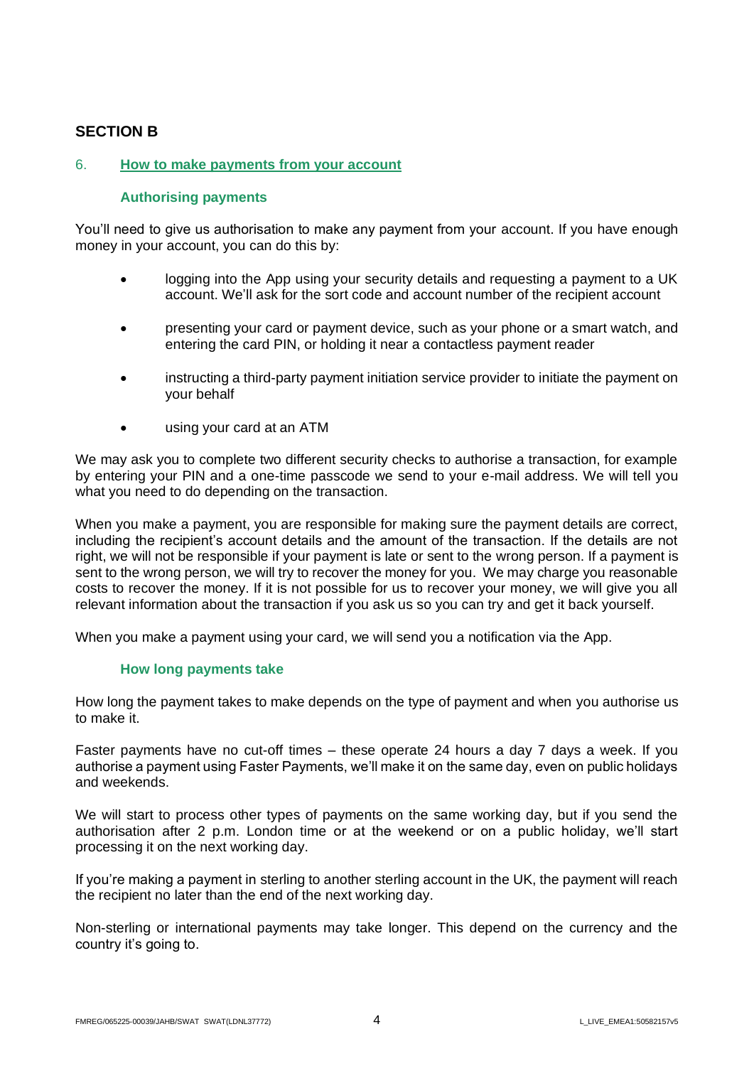## SECTION B

### 6. How to make payments from your account

#### Authorising payments

You'll need to give us authorisation to make any payment from your account. If you have enough money in your account, you can do this by:

- logging into the App using your security details and requesting a payment to a UK account. We'll ask for the sort code and account number of the recipient account
- presenting your card or payment device, such as your phone or a smart watch, and entering the card PIN, or holding it near a contactless payment reader
- instructing a third-party payment initiation service provider to initiate the payment on your behalf
- using your card at an ATM

We may ask you to complete two different security checks to authorise a transaction, for example by entering your PIN and a one-time passcode we send to your e-mail address. We will tell you what you need to do depending on the transaction.

When you make a payment, you are responsible for making sure the payment details are correct, including the recipient's account details and the amount of the transaction. If the details are not right, we will not be responsible if your payment is late or sent to the wrong person. If a payment is sent to the wrong person, we will try to recover the money for you. We may charge you reasonable costs to recover the money. If it is not possible for us to recover your money, we will give you all relevant information about the transaction if you ask us so you can try and get it back yourself.

When you make a payment using your card, we will send you a notification via the App.

#### How long payments take

How long the payment takes to make depends on the type of payment and when you authorise us to make it.

Faster payments have no cut-off times – these operate 24 hours a day 7 days a week. If you authorise a payment using Faster Payments, we'll make it on the same day, even on public holidays and weekends.

We will start to process other types of payments on the same working day, but if you send the authorisation after 2 p.m. London time or at the weekend or on a public holiday, we'll start processing it on the next working day.

If you're making a payment in sterling to another sterling account in the UK, the payment will reach the recipient no later than the end of the next working day.

Non-sterling or international payments may take longer. This depend on the currency and the country it's going to.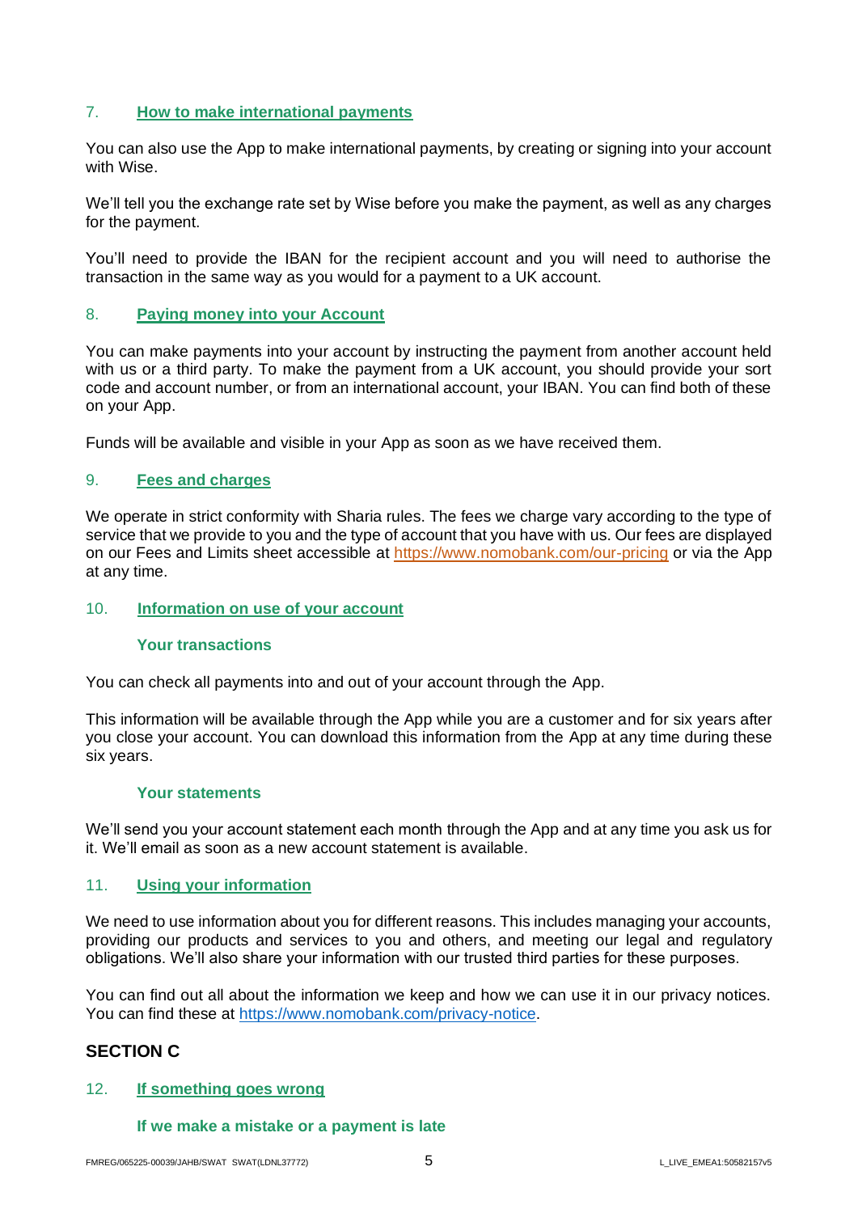## 7. How to make international payments

You can also use the App to make international payments, by creating or signing into your account with Wise.

We'll tell you the exchange rate set by Wise before you make the payment, as well as any charges for the payment.

You'll need to provide the IBAN for the recipient account and you will need to authorise the transaction in the same way as you would for a payment to a UK account.

## 8. Paying money into your Account

You can make payments into your account by instructing the payment from another account held with us or a third party. To make the payment from a UK account, you should provide your sort code and account number, or from an international account, your IBAN. You can find both of these on your App.

Funds will be available and visible in your App as soon as we have received them.

## 9. Fees and charges

We operate in strict conformity with Sharia rules. The fees we charge vary according to the type of service that we provide to you and the type of account that you have with us. Our fees are displayed on our Fees and Limits sheet accessible at https://www.nomobank.com/our-pricing or via the App at any time.

## 10. Information on use of your account

### Your transactions

You can check all payments into and out of your account through the App.

This information will be available through the App while you are a customer and for six years after you close your account. You can download this information from the App at any time during these six years.

### Your statements

We'll send you your account statement each month through the App and at any time you ask us for it. We'll email as soon as a new account statement is available.

## 11. Using your information

We need to use information about you for different reasons. This includes managing your accounts, providing our products and services to you and others, and meeting our legal and regulatory obligations. We'll also share your information with our trusted third parties for these purposes.

You can find out all about the information we keep and how we can use it in our privacy notices. You can find these at https://www.nomobank.com/privacy-notice.

# SECTION C

## 12. If something goes wrong

### If we make a mistake or a payment is late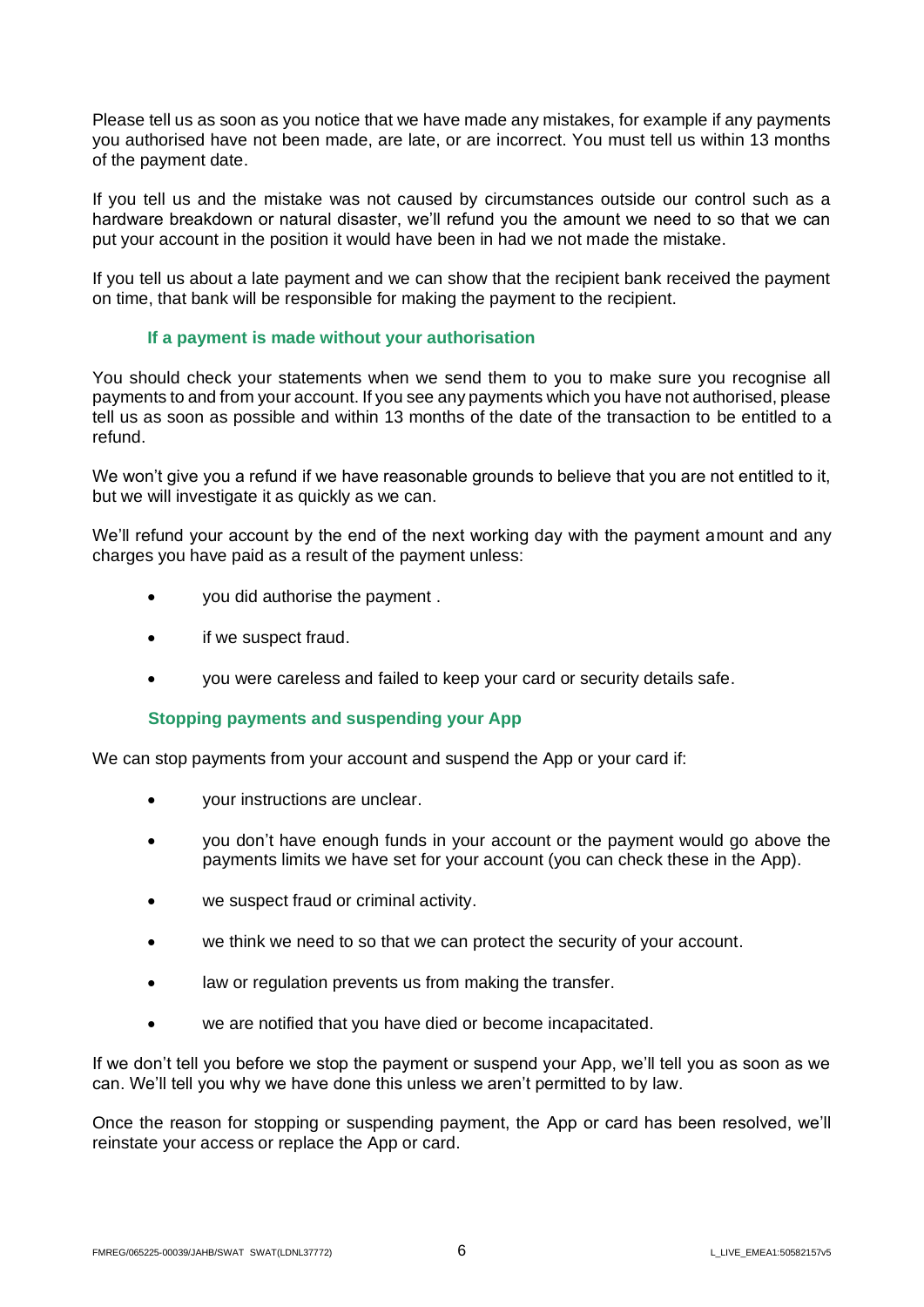Please tell us as soon as you notice that we have made any mistakes, for example if any payments you authorised have not been made, are late, or are incorrect. You must tell us within 13 months of the payment date.

If you tell us and the mistake was not caused by circumstances outside our control such as a hardware breakdown or natural disaster, we'll refund you the amount we need to so that we can put your account in the position it would have been in had we not made the mistake.

If you tell us about a late payment and we can show that the recipient bank received the payment on time, that bank will be responsible for making the payment to the recipient.

### If a payment is made without your authorisation

You should check your statements when we send them to you to make sure you recognise all payments to and from your account. If you see any payments which you have not authorised, please tell us as soon as possible and within 13 months of the date of the transaction to be entitled to a refund.

We won't give you a refund if we have reasonable grounds to believe that you are not entitled to it, but we will investigate it as quickly as we can.

We'll refund your account by the end of the next working day with the payment amount and any charges you have paid as a result of the payment unless:

- you did authorise the payment .
- if we suspect fraud.
- you were careless and failed to keep your card or security details safe.

### Stopping payments and suspending your App

We can stop payments from your account and suspend the App or your card if:

- your instructions are unclear.
- you don't have enough funds in your account or the payment would go above the payments limits we have set for your account (you can check these in the App).
- we suspect fraud or criminal activity.
- we think we need to so that we can protect the security of your account.
- law or regulation prevents us from making the transfer.
- we are notified that you have died or become incapacitated.

If we don't tell you before we stop the payment or suspend your App, we'll tell you as soon as we can. We'll tell you why we have done this unless we aren't permitted to by law.

Once the reason for stopping or suspending payment, the App or card has been resolved, we'll reinstate your access or replace the App or card.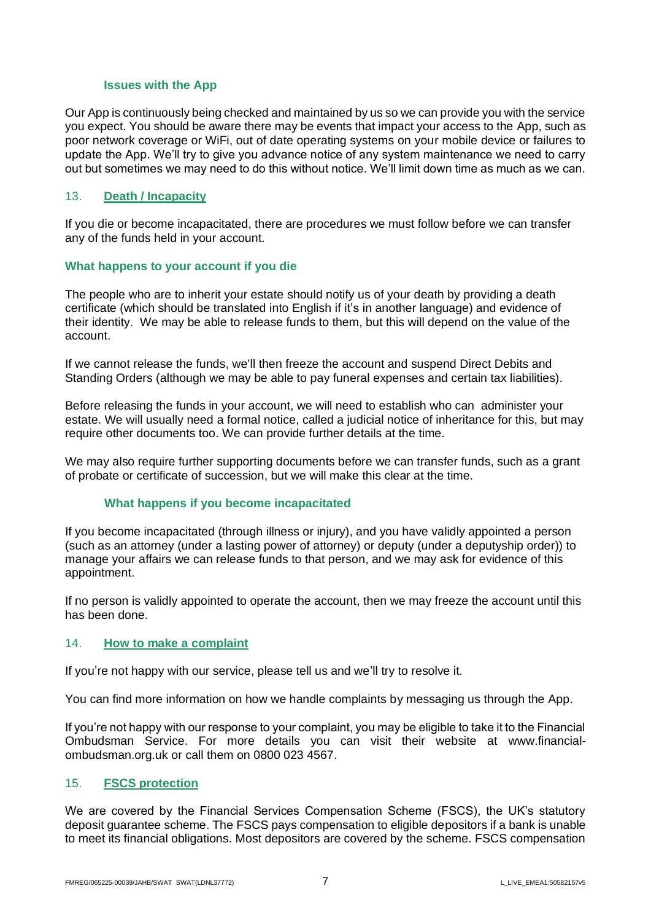### Issues with the App

Our App is continuously being checked and maintained by us so we can provide you with the service you expect. You should be aware there may be events that impact your access to the App, such as poor network coverage or WiFi, out of date operating systems on your mobile device or failures to update the App. We'll try to give you advance notice of any system maintenance we need to carry out but sometimes we may need to do this without notice. We'll limit down time as much as we can.

## 13. Death / Incapacity

If you die or become incapacitated, there are procedures we must follow before we can transfer any of the funds held in your account.

### What happens to your account if you die

The people who are to inherit your estate should notify us of your death by providing a death certificate (which should be translated into English if it's in another language) and evidence of their identity. We may be able to release funds to them, but this will depend on the value of the account.

If we cannot release the funds, we'll then freeze the account and suspend Direct Debits and Standing Orders (although we may be able to pay funeral expenses and certain tax liabilities).

Before releasing the funds in your account, we will need to establish who can administer your estate. We will usually need a formal notice, called a judicial notice of inheritance for this, but may require other documents too. We can provide further details at the time.

We may also require further supporting documents before we can transfer funds, such as a grant of probate or certificate of succession, but we will make this clear at the time.

### What happens if you become incapacitated

If you become incapacitated (through illness or injury), and you have validly appointed a person (such as an attorney (under a lasting power of attorney) or deputy (under a deputyship order)) to manage your affairs we can release funds to that person, and we may ask for evidence of this appointment.

If no person is validly appointed to operate the account, then we may freeze the account until this has been done.

## 14. How to make a complaint

If you're not happy with our service, please tell us and we'll try to resolve it.

You can find more information on how we handle complaints by messaging us through the App.

If you're not happy with our response to your complaint, you may be eligible to take it to the Financial Ombudsman Service. For more details you can visit their website at www.financial-ombudsman.org.uk or call them on 0800 023 4567.

## 15. FSCS protection

We are covered by the Financial Services Compensation Scheme (FSCS), the UK's statutory deposit guarantee scheme. The FSCS pays compensation to eligible depositors if a bank is unable to meet its financial obligations. Most depositors are covered by the scheme. FSCS compensation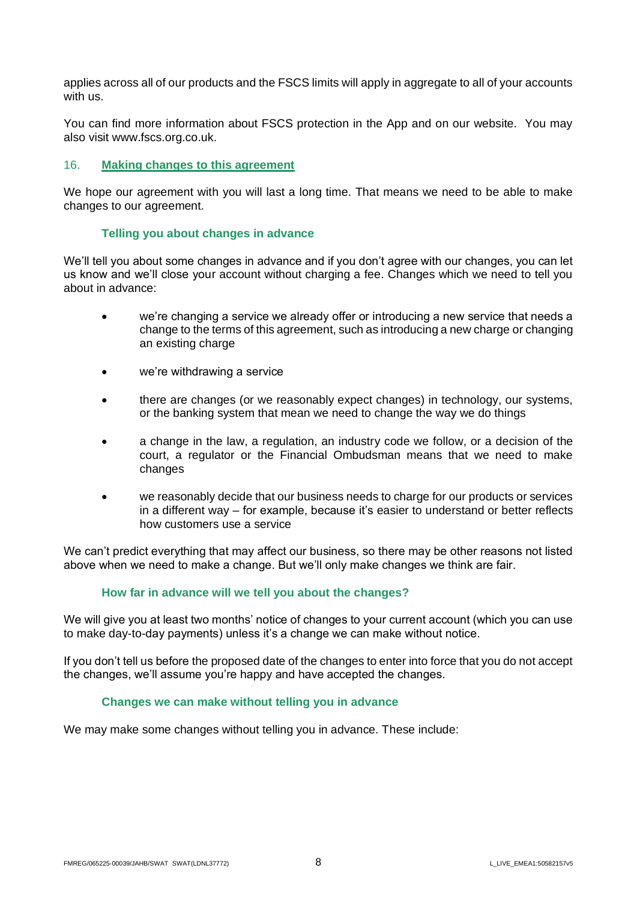applies across all of our products and the FSCS limits will apply in aggregate to all of your accounts with us.

You can find more information about FSCS protection in the App and on our website. You may also visit www.fscs.org.co.uk.

## 16. Making changes to this agreement

We hope our agreement with you will last a long time. That means we need to be able to make changes to our agreement.

### Telling you about changes in advance

We'll tell you about some changes in advance and if you don't agree with our changes, you can let us know and we'll close your account without charging a fee. Changes which we need to tell you about in advance:

- we're changing a service we already offer or introducing a new service that needs a change to the terms of this agreement, such as introducing a new charge or changing an existing charge
- we're withdrawing a service
- there are changes (or we reasonably expect changes) in technology, our systems, or the banking system that mean we need to change the way we do things
- a change in the law, a regulation, an industry code we follow, or a decision of the court, a regulator or the Financial Ombudsman means that we need to make changes
- we reasonably decide that our business needs to charge for our products or services in a different way – for example, because it's easier to understand or better reflects how customers use a service

We can't predict everything that may affect our business, so there may be other reasons not listed above when we need to make a change. But we'll only make changes we think are fair.

### How far in advance will we tell you about the changes?

We will give you at least two months' notice of changes to your current account (which you can use to make day-to-day payments) unless it's a change we can make without notice.

If you don't tell us before the proposed date of the changes to enter into force that you do not accept the changes, we'll assume you're happy and have accepted the changes.

### Changes we can make without telling you in advance

We may make some changes without telling you in advance. These include: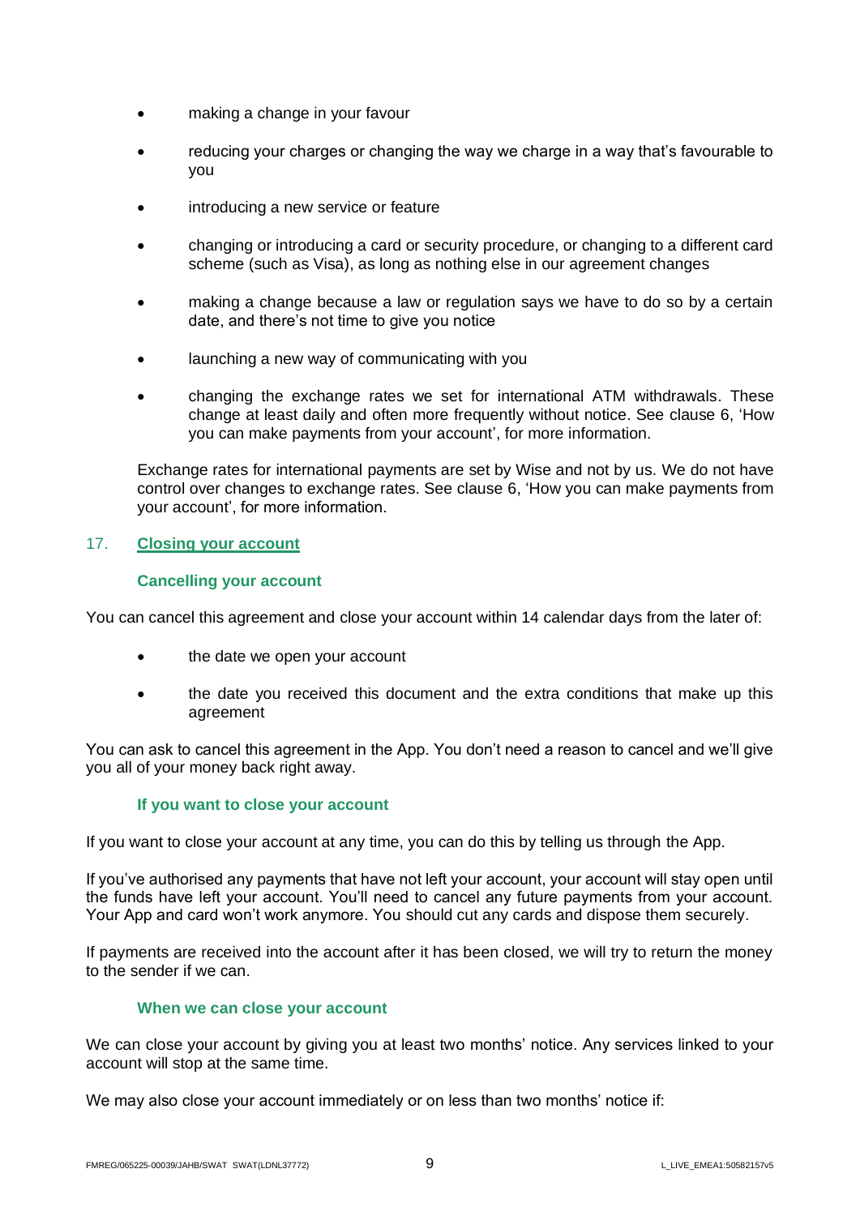- making a change in your favour
- reducing your charges or changing the way we charge in a way that's favourable to you
- introducing a new service or feature
- changing or introducing a card or security procedure, or changing to a different card scheme (such as Visa), as long as nothing else in our agreement changes
- making a change because a law or regulation says we have to do so by a certain date, and there's not time to give you notice
- launching a new way of communicating with you
- changing the exchange rates we set for international ATM withdrawals. These change at least daily and often more frequently without notice. See clause 6, 'How you can make payments from your account', for more information.

Exchange rates for international payments are set by Wise and not by us. We do not have control over changes to exchange rates. See clause 6, 'How you can make payments from your account', for more information.

## 17. Closing your account

### Cancelling your account

You can cancel this agreement and close your account within 14 calendar days from the later of:

- the date we open your account
- the date you received this document and the extra conditions that make up this agreement

You can ask to cancel this agreement in the App. You don't need a reason to cancel and we'll give you all of your money back right away.

### If you want to close your account

If you want to close your account at any time, you can do this by telling us through the App.

If you've authorised any payments that have not left your account, your account will stay open until the funds have left your account. You'll need to cancel any future payments from your account. Your App and card won't work anymore. You should cut any cards and dispose them securely.

If payments are received into the account after it has been closed, we will try to return the money to the sender if we can.

### When we can close your account

We can close your account by giving you at least two months' notice. Any services linked to your account will stop at the same time.

We may also close your account immediately or on less than two months' notice if: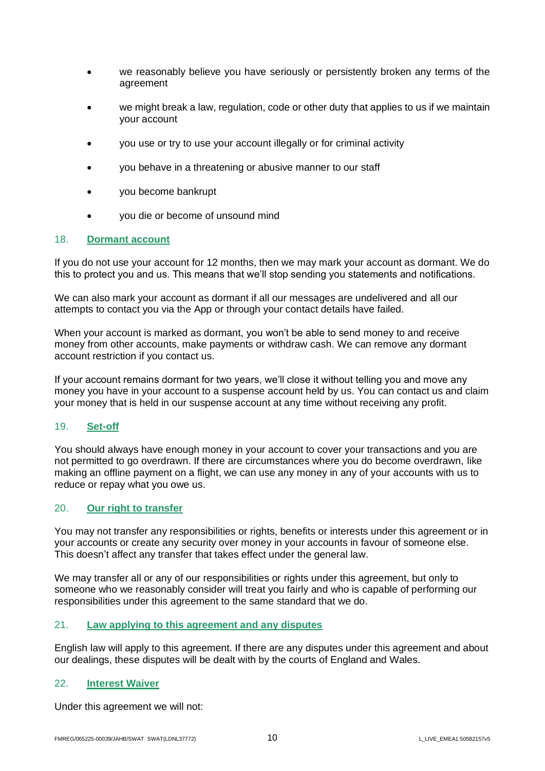- we reasonably believe you have seriously or persistently broken any terms of the agreement
- we might break a law, regulation, code or other duty that applies to us if we maintain your account
- you use or try to use your account illegally or for criminal activity
- you behave in a threatening or abusive manner to our staff
- you become bankrupt
- you die or become of unsound mind

## 18. **Dormant account**

If you do not use your account for 12 months, then we may mark your account as dormant. We do this to protect you and us. This means that we'll stop sending you statements and notifications.

We can also mark your account as dormant if all our messages are undelivered and all our attempts to contact you via the App or through your contact details have failed.

When your account is marked as dormant, you won't be able to send money to and receive money from other accounts, make payments or withdraw cash. We can remove any dormant account restriction if you contact us.

If your account remains dormant for two years, we'll close it without telling you and move any money you have in your account to a suspense account held by us. You can contact us and claim your money that is held in our suspense account at any time without receiving any profit.

## 19. **Set-off**

You should always have enough money in your account to cover your transactions and you are not permitted to go overdrawn. If there are circumstances where you do become overdrawn, like making an offline payment on a flight, we can use any money in any of your accounts with us to reduce or repay what you owe us.

## 20. **Our right to transfer**

You may not transfer any responsibilities or rights, benefits or interests under this agreement or in your accounts or create any security over money in your accounts in favour of someone else. This doesn't affect any transfer that takes effect under the general law.

We may transfer all or any of our responsibilities or rights under this agreement, but only to someone who we reasonably consider will treat you fairly and who is capable of performing our responsibilities under this agreement to the same standard that we do.

## 21. **Law applying to this agreement and any disputes**

English law will apply to this agreement. If there are any disputes under this agreement and about our dealings, these disputes will be dealt with by the courts of England and Wales.

## 22. **Interest Waiver**

Under this agreement we will not: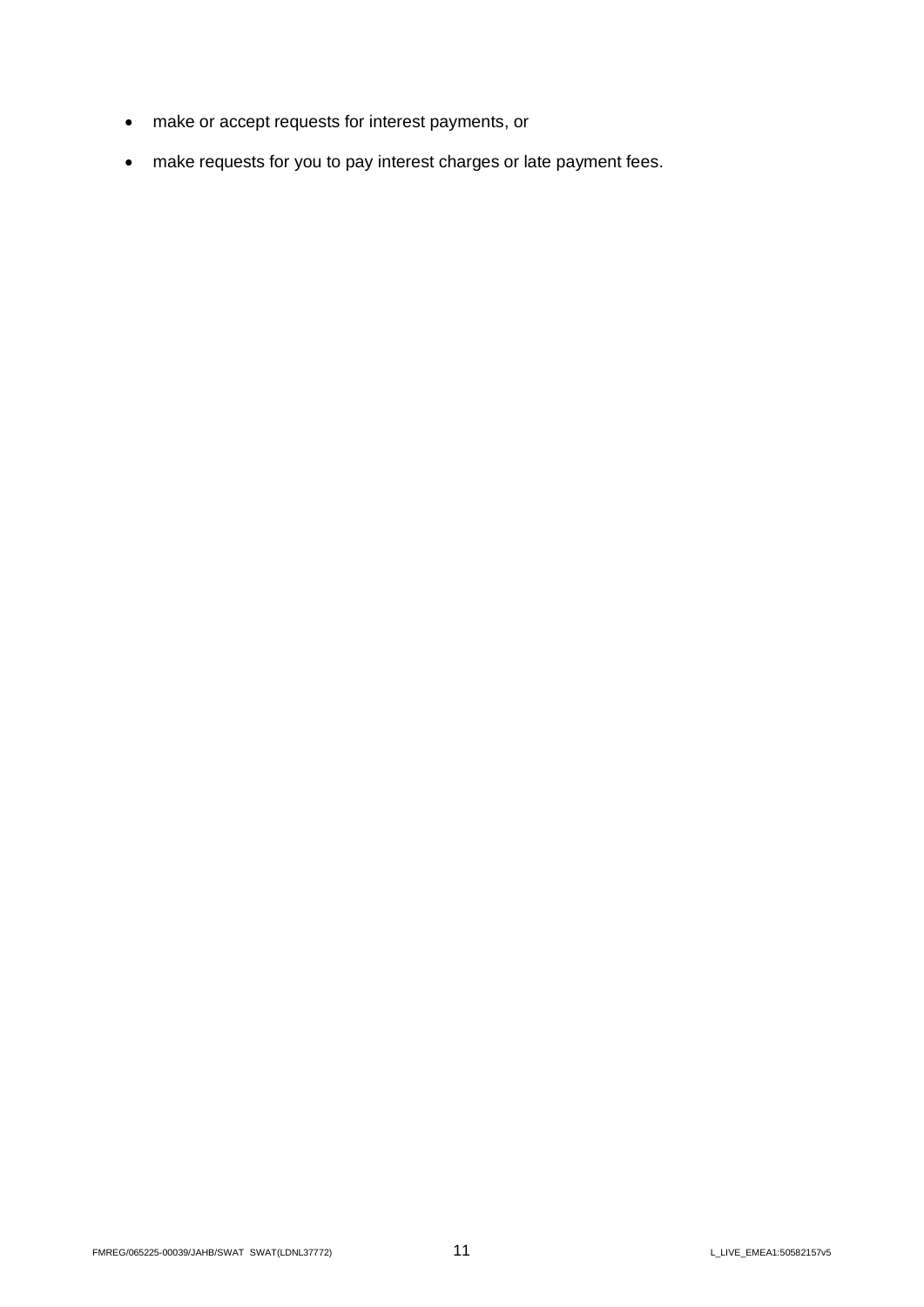- make or accept requests for interest payments, or
- make requests for you to pay interest charges or late payment fees.